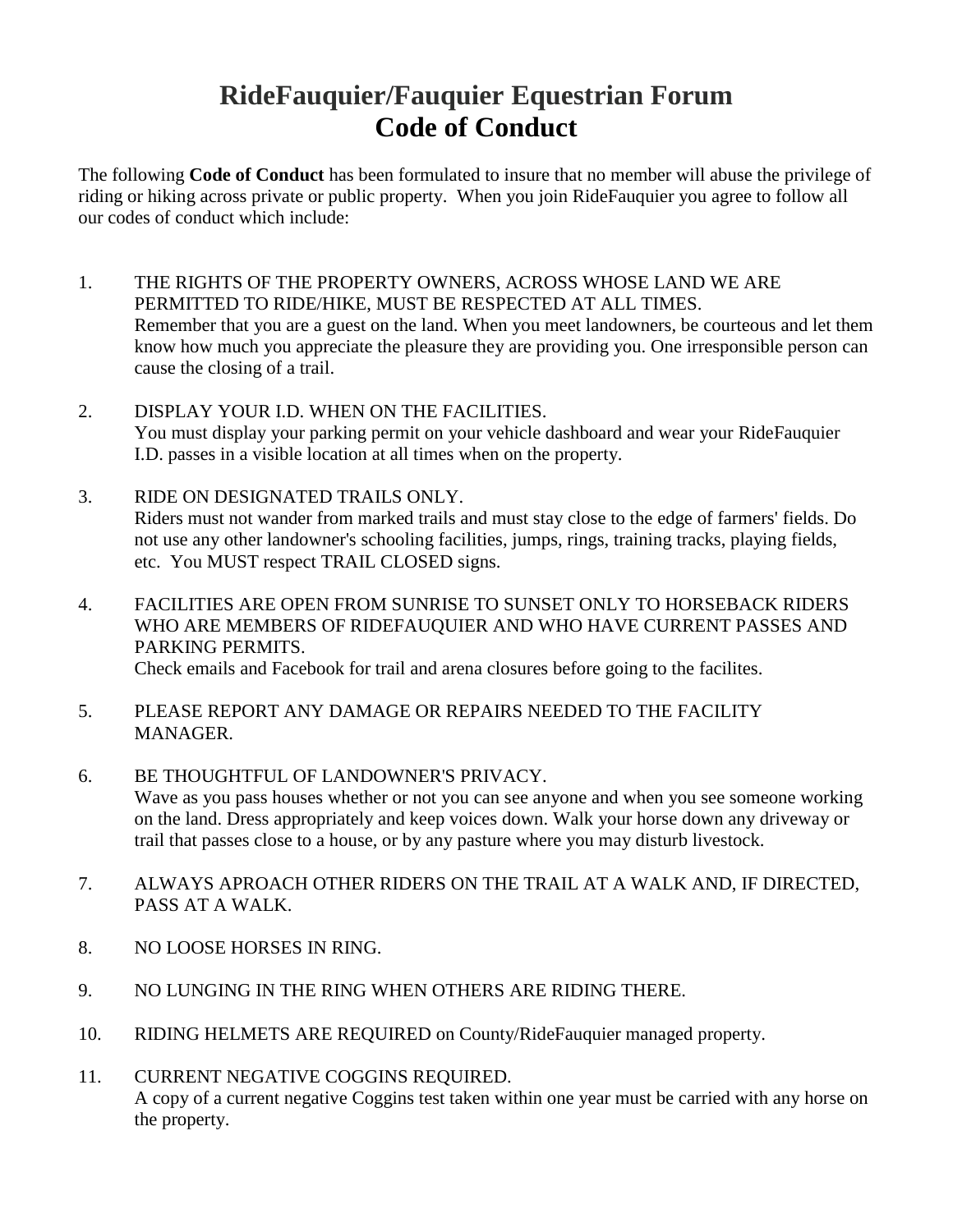# RideFauquier/Fauquier Equestrian Forum
# Code of Conduct

The following **Code of Conduct** has been formulated to insure that no member will abuse the privilege of riding or hiking across private or public property. When you join RideFauquier you agree to follow all our codes of conduct which include:

1. THE RIGHTS OF THE PROPERTY OWNERS, ACROSS WHOSE LAND WE ARE PERMITTED TO RIDE/HIKE, MUST BE RESPECTED AT ALL TIMES.
   Remember that you are a guest on the land. When you meet landowners, be courteous and let them know how much you appreciate the pleasure they are providing you. One irresponsible person can cause the closing of a trail.

2. DISPLAY YOUR I.D. WHEN ON THE FACILITIES.
   You must display your parking permit on your vehicle dashboard and wear your RideFauquier I.D. passes in a visible location at all times when on the property.

3. RIDE ON DESIGNATED TRAILS ONLY.
   Riders must not wander from marked trails and must stay close to the edge of farmers' fields. Do not use any other landowner's schooling facilities, jumps, rings, training tracks, playing fields, etc. You MUST respect TRAIL CLOSED signs.

4. FACILITIES ARE OPEN FROM SUNRISE TO SUNSET ONLY TO HORSEBACK RIDERS WHO ARE MEMBERS OF RIDEFAUQUIER AND WHO HAVE CURRENT PASSES AND PARKING PERMITS.
   Check emails and Facebook for trail and arena closures before going to the facilites.

5. PLEASE REPORT ANY DAMAGE OR REPAIRS NEEDED TO THE FACILITY MANAGER.

6. BE THOUGHTFUL OF LANDOWNER'S PRIVACY.
   Wave as you pass houses whether or not you can see anyone and when you see someone working on the land. Dress appropriately and keep voices down. Walk your horse down any driveway or trail that passes close to a house, or by any pasture where you may disturb livestock.

7. ALWAYS APROACH OTHER RIDERS ON THE TRAIL AT A WALK AND, IF DIRECTED, PASS AT A WALK.

8. NO LOOSE HORSES IN RING.

9. NO LUNGING IN THE RING WHEN OTHERS ARE RIDING THERE.

10. RIDING HELMETS ARE REQUIRED on County/RideFauquier managed property.

11. CURRENT NEGATIVE COGGINS REQUIRED.
    A copy of a current negative Coggins test taken within one year must be carried with any horse on the property.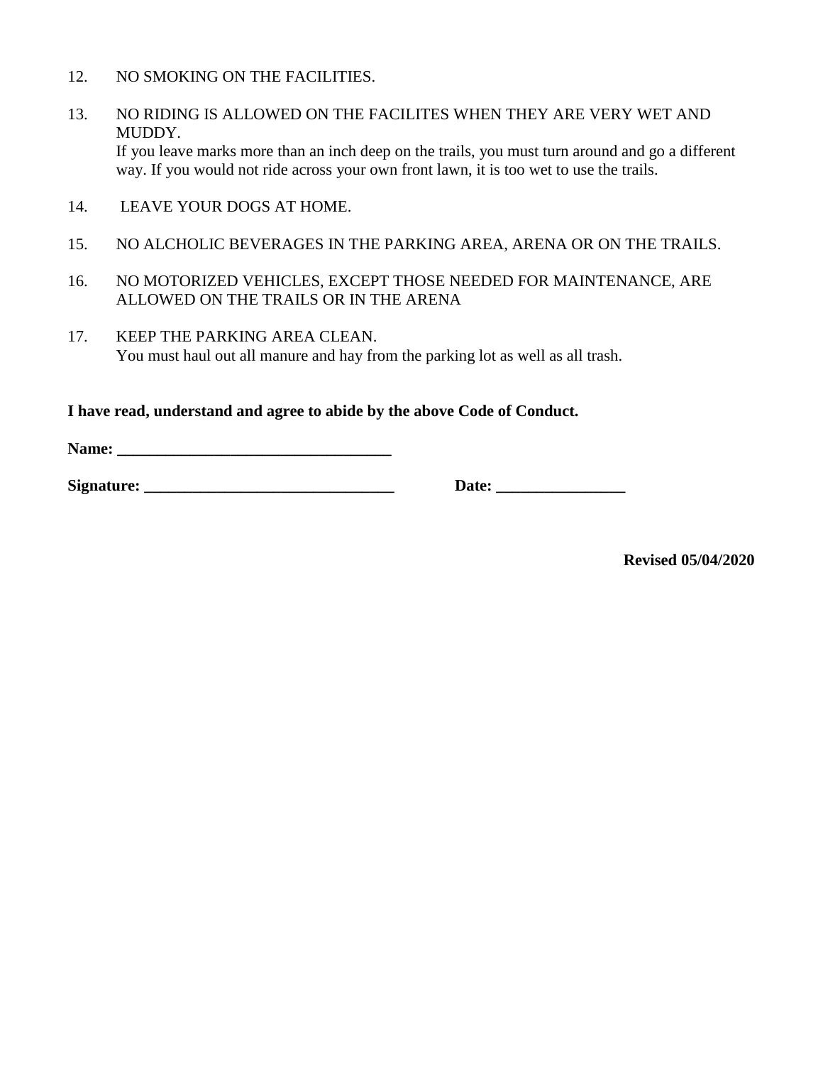12. NO SMOKING ON THE FACILITIES.

13. NO RIDING IS ALLOWED ON THE FACILITES WHEN THEY ARE VERY WET AND MUDDY.
    If you leave marks more than an inch deep on the trails, you must turn around and go a different way. If you would not ride across your own front lawn, it is too wet to use the trails.

14. LEAVE YOUR DOGS AT HOME.

15. NO ALCHOLIC BEVERAGES IN THE PARKING AREA, ARENA OR ON THE TRAILS.

16. NO MOTORIZED VEHICLES, EXCEPT THOSE NEEDED FOR MAINTENANCE, ARE ALLOWED ON THE TRAILS OR IN THE ARENA

17. KEEP THE PARKING AREA CLEAN.
    You must haul out all manure and hay from the parking lot as well as all trash.

**I have read, understand and agree to abide by the above Code of Conduct.**

**Name: ___________________________________**

**Signature: ________________________________** **Date: ________________**

**Revised 05/04/2020**